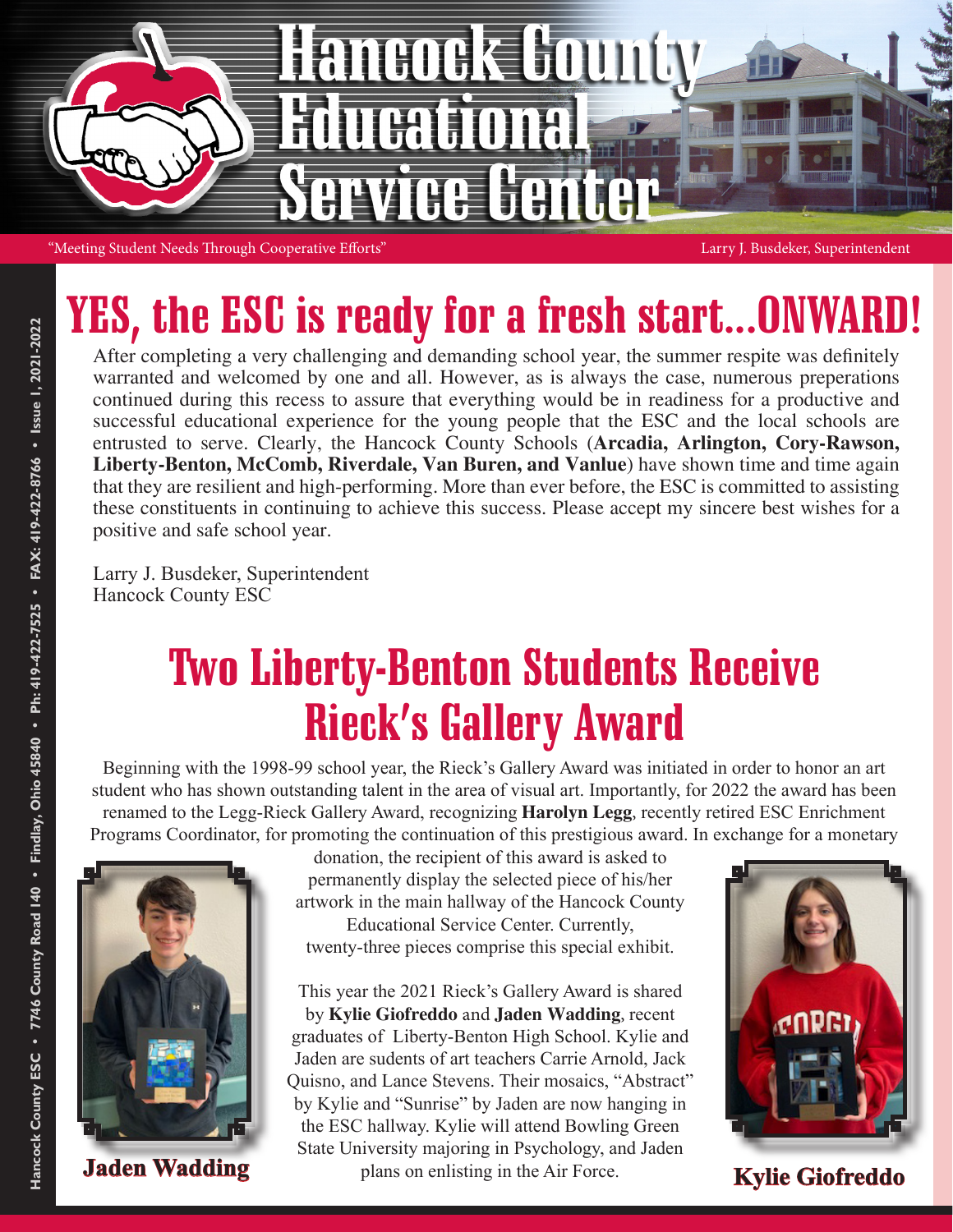# Hancock County Educational Service Center

"Meeting Student Needs Through Cooperative Efforts"

Larry J. Busdeker, Superintendent

## YES, the ESC is ready for a fresh start...ONWARD!

After completing a very challenging and demanding school year, the summer respite was definitely warranted and welcomed by one and all. However, as is always the case, numerous preperations continued during this recess to assure that everything would be in readiness for a productive and successful educational experience for the young people that the ESC and the local schools are entrusted to serve. Clearly, the Hancock County Schools (**Arcadia, Arlington, Cory-Rawson, Liberty-Benton, McComb, Riverdale, Van Buren, and Vanlue**) have shown time and time again that they are resilient and high-performing. More than ever before, the ESC is committed to assisting these constituents in continuing to achieve this success. Please accept my sincere best wishes for a positive and safe school year.

Larry J. Busdeker, Superintendent
Hancock County ESC

## Two Liberty-Benton Students Receive Rieck's Gallery Award

Beginning with the 1998-99 school year, the Rieck's Gallery Award was initiated in order to honor an art student who has shown outstanding talent in the area of visual art. Importantly, for 2022 the award has been renamed to the Legg-Rieck Gallery Award, recognizing **Harolyn Legg**, recently retired ESC Enrichment Programs Coordinator, for promoting the continuation of this prestigious award. In exchange for a monetary donation, the recipient of this award is asked to permanently display the selected piece of his/her artwork in the main hallway of the Hancock County Educational Service Center. Currently, twenty-three pieces comprise this special exhibit.

This year the 2021 Rieck's Gallery Award is shared by **Kylie Giofreddo** and **Jaden Wadding**, recent graduates of Liberty-Benton High School. Kylie and Jaden are sudents of art teachers Carrie Arnold, Jack Quisno, and Lance Stevens. Their mosaics, "Abstract" by Kylie and "Sunrise" by Jaden are now hanging in the ESC hallway. Kylie will attend Bowling Green State University majoring in Psychology, and Jaden plans on enlisting in the Air Force.

**Jaden Wadding**

**Kylie Giofreddo**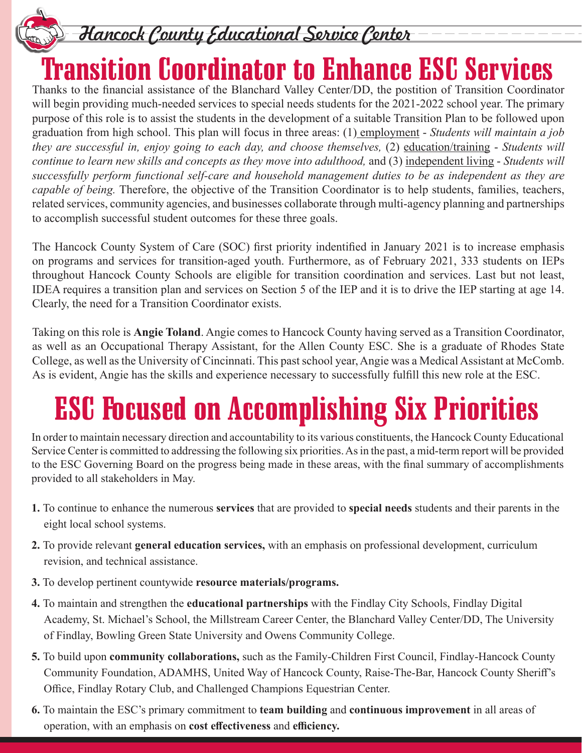Hancock County Educational Service Center

# Transition Coordinator to Enhance ESC Services

Thanks to the financial assistance of the Blanchard Valley Center/DD, the postition of Transition Coordinator will begin providing much-needed services to special needs students for the 2021-2022 school year. The primary purpose of this role is to assist the students in the development of a suitable Transition Plan to be followed upon graduation from high school. This plan will focus in three areas: (1) employment - *Students will maintain a job they are successful in, enjoy going to each day, and choose themselves,* (2) education/training - *Students will continue to learn new skills and concepts as they move into adulthood,* and (3) independent living - *Students will successfully perform functional self-care and household management duties to be as independent as they are capable of being.* Therefore, the objective of the Transition Coordinator is to help students, families, teachers, related services, community agencies, and businesses collaborate through multi-agency planning and partnerships to accomplish successful student outcomes for these three goals.

The Hancock County System of Care (SOC) first priority indentified in January 2021 is to increase emphasis on programs and services for transition-aged youth. Furthermore, as of February 2021, 333 students on IEPs throughout Hancock County Schools are eligible for transition coordination and services. Last but not least, IDEA requires a transition plan and services on Section 5 of the IEP and it is to drive the IEP starting at age 14. Clearly, the need for a Transition Coordinator exists.

Taking on this role is **Angie Toland**. Angie comes to Hancock County having served as a Transition Coordinator, as well as an Occupational Therapy Assistant, for the Allen County ESC. She is a graduate of Rhodes State College, as well as the University of Cincinnati. This past school year, Angie was a Medical Assistant at McComb. As is evident, Angie has the skills and experience necessary to successfully fulfill this new role at the ESC.

# ESC Focused on Accomplishing Six Priorities

In order to maintain necessary direction and accountability to its various constituents, the Hancock County Educational Service Center is committed to addressing the following six priorities. As in the past, a mid-term report will be provided to the ESC Governing Board on the progress being made in these areas, with the final summary of accomplishments provided to all stakeholders in May.

1. To continue to enhance the numerous **services** that are provided to **special needs** students and their parents in the eight local school systems.
2. To provide relevant **general education services,** with an emphasis on professional development, curriculum revision, and technical assistance.
3. To develop pertinent countywide **resource materials/programs.**
4. To maintain and strengthen the **educational partnerships** with the Findlay City Schools, Findlay Digital Academy, St. Michael's School, the Millstream Career Center, the Blanchard Valley Center/DD, The University of Findlay, Bowling Green State University and Owens Community College.
5. To build upon **community collaborations,** such as the Family-Children First Council, Findlay-Hancock County Community Foundation, ADAMHS, United Way of Hancock County, Raise-The-Bar, Hancock County Sheriff's Office, Findlay Rotary Club, and Challenged Champions Equestrian Center.
6. To maintain the ESC's primary commitment to **team building** and **continuous improvement** in all areas of operation, with an emphasis on **cost effectiveness** and **efficiency.**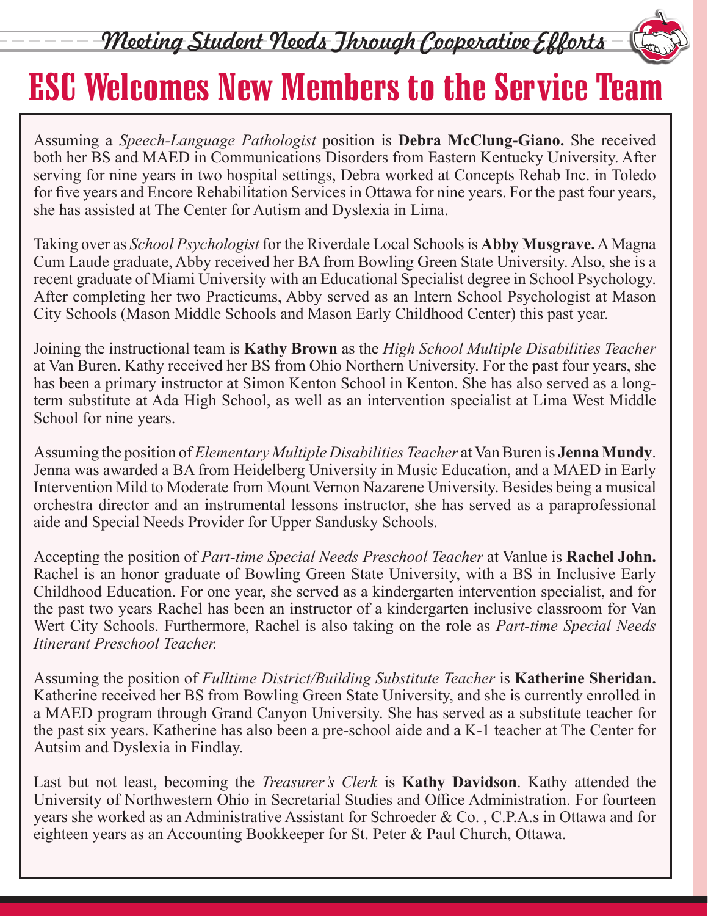# ESC Welcomes New Members to the Service Team

Assuming a *Speech-Language Pathologist* position is **Debra McClung-Giano.** She received both her BS and MAED in Communications Disorders from Eastern Kentucky University. After serving for nine years in two hospital settings, Debra worked at Concepts Rehab Inc. in Toledo for five years and Encore Rehabilitation Services in Ottawa for nine years. For the past four years, she has assisted at The Center for Autism and Dyslexia in Lima.

Taking over as *School Psychologist* for the Riverdale Local Schools is **Abby Musgrave.** A Magna Cum Laude graduate, Abby received her BA from Bowling Green State University. Also, she is a recent graduate of Miami University with an Educational Specialist degree in School Psychology. After completing her two Practicums, Abby served as an Intern School Psychologist at Mason City Schools (Mason Middle Schools and Mason Early Childhood Center) this past year.

Joining the instructional team is **Kathy Brown** as the *High School Multiple Disabilities Teacher* at Van Buren. Kathy received her BS from Ohio Northern University. For the past four years, she has been a primary instructor at Simon Kenton School in Kenton. She has also served as a long-term substitute at Ada High School, as well as an intervention specialist at Lima West Middle School for nine years.

Assuming the position of *Elementary Multiple Disabilities Teacher* at Van Buren is **Jenna Mundy**. Jenna was awarded a BA from Heidelberg University in Music Education, and a MAED in Early Intervention Mild to Moderate from Mount Vernon Nazarene University. Besides being a musical orchestra director and an instrumental lessons instructor, she has served as a paraprofessional aide and Special Needs Provider for Upper Sandusky Schools.

Accepting the position of *Part-time Special Needs Preschool Teacher* at Vanlue is **Rachel John.** Rachel is an honor graduate of Bowling Green State University, with a BS in Inclusive Early Childhood Education. For one year, she served as a kindergarten intervention specialist, and for the past two years Rachel has been an instructor of a kindergarten inclusive classroom for Van Wert City Schools. Furthermore, Rachel is also taking on the role as *Part-time Special Needs Itinerant Preschool Teacher.*

Assuming the position of *Fulltime District/Building Substitute Teacher* is **Katherine Sheridan.** Katherine received her BS from Bowling Green State University, and she is currently enrolled in a MAED program through Grand Canyon University. She has served as a substitute teacher for the past six years. Katherine has also been a pre-school aide and a K-1 teacher at The Center for Autsim and Dyslexia in Findlay.

Last but not least, becoming the *Treasurer's Clerk* is **Kathy Davidson**. Kathy attended the University of Northwestern Ohio in Secretarial Studies and Office Administration. For fourteen years she worked as an Administrative Assistant for Schroeder & Co. , C.P.A.s in Ottawa and for eighteen years as an Accounting Bookkeeper for St. Peter & Paul Church, Ottawa.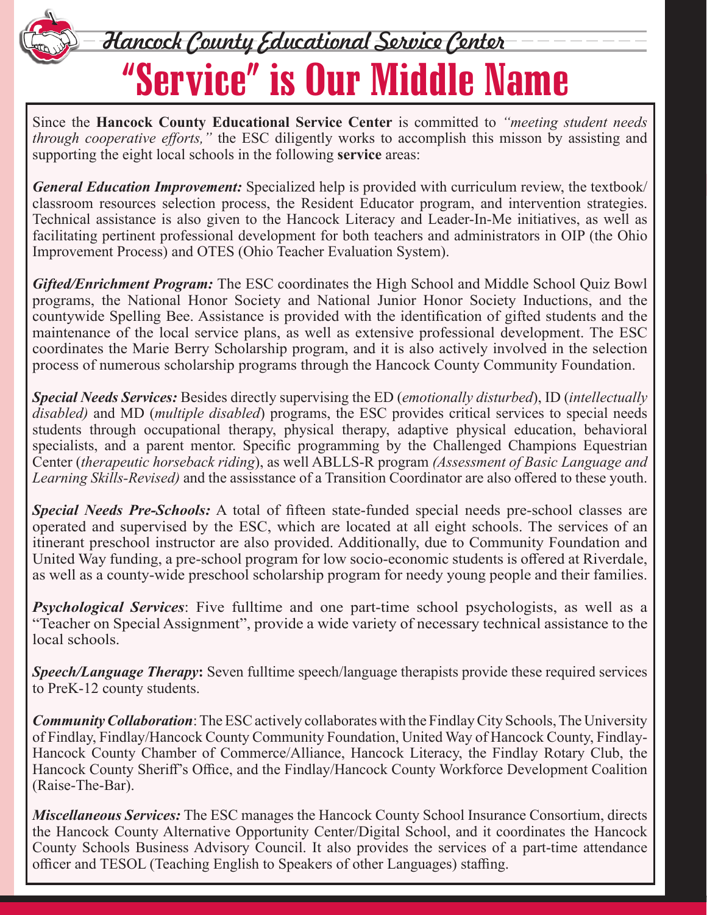## Hancock County Educational Service Center

# "Service" is Our Middle Name

Since the **Hancock County Educational Service Center** is committed to *"meeting student needs through cooperative efforts,"* the ESC diligently works to accomplish this misson by assisting and supporting the eight local schools in the following **service** areas:

***General Education Improvement:*** Specialized help is provided with curriculum review, the textbook/classroom resources selection process, the Resident Educator program, and intervention strategies. Technical assistance is also given to the Hancock Literacy and Leader-In-Me initiatives, as well as facilitating pertinent professional development for both teachers and administrators in OIP (the Ohio Improvement Process) and OTES (Ohio Teacher Evaluation System).

***Gifted/Enrichment Program:*** The ESC coordinates the High School and Middle School Quiz Bowl programs, the National Honor Society and National Junior Honor Society Inductions, and the countywide Spelling Bee. Assistance is provided with the identification of gifted students and the maintenance of the local service plans, as well as extensive professional development. The ESC coordinates the Marie Berry Scholarship program, and it is also actively involved in the selection process of numerous scholarship programs through the Hancock County Community Foundation.

***Special Needs Services:*** Besides directly supervising the ED (*emotionally disturbed*), ID (*intellectually disabled)* and MD (*multiple disabled*) programs, the ESC provides critical services to special needs students through occupational therapy, physical therapy, adaptive physical education, behavioral specialists, and a parent mentor. Specific programming by the Challenged Champions Equestrian Center (*therapeutic horseback riding*), as well ABLLS-R program *(Assessment of Basic Language and Learning Skills-Revised)* and the assisstance of a Transition Coordinator are also offered to these youth.

***Special Needs Pre-Schools:*** A total of fifteen state-funded special needs pre-school classes are operated and supervised by the ESC, which are located at all eight schools. The services of an itinerant preschool instructor are also provided. Additionally, due to Community Foundation and United Way funding, a pre-school program for low socio-economic students is offered at Riverdale, as well as a county-wide preschool scholarship program for needy young people and their families.

***Psychological Services***: Five fulltime and one part-time school psychologists, as well as a "Teacher on Special Assignment", provide a wide variety of necessary technical assistance to the local schools.

***Speech/Language Therapy*:** Seven fulltime speech/language therapists provide these required services to PreK-12 county students.

***Community Collaboration***: The ESC actively collaborates with the Findlay City Schools, The University of Findlay, Findlay/Hancock County Community Foundation, United Way of Hancock County, Findlay-Hancock County Chamber of Commerce/Alliance, Hancock Literacy, the Findlay Rotary Club, the Hancock County Sheriff's Office, and the Findlay/Hancock County Workforce Development Coalition (Raise-The-Bar).

***Miscellaneous Services:*** The ESC manages the Hancock County School Insurance Consortium, directs the Hancock County Alternative Opportunity Center/Digital School, and it coordinates the Hancock County Schools Business Advisory Council. It also provides the services of a part-time attendance officer and TESOL (Teaching English to Speakers of other Languages) staffing.